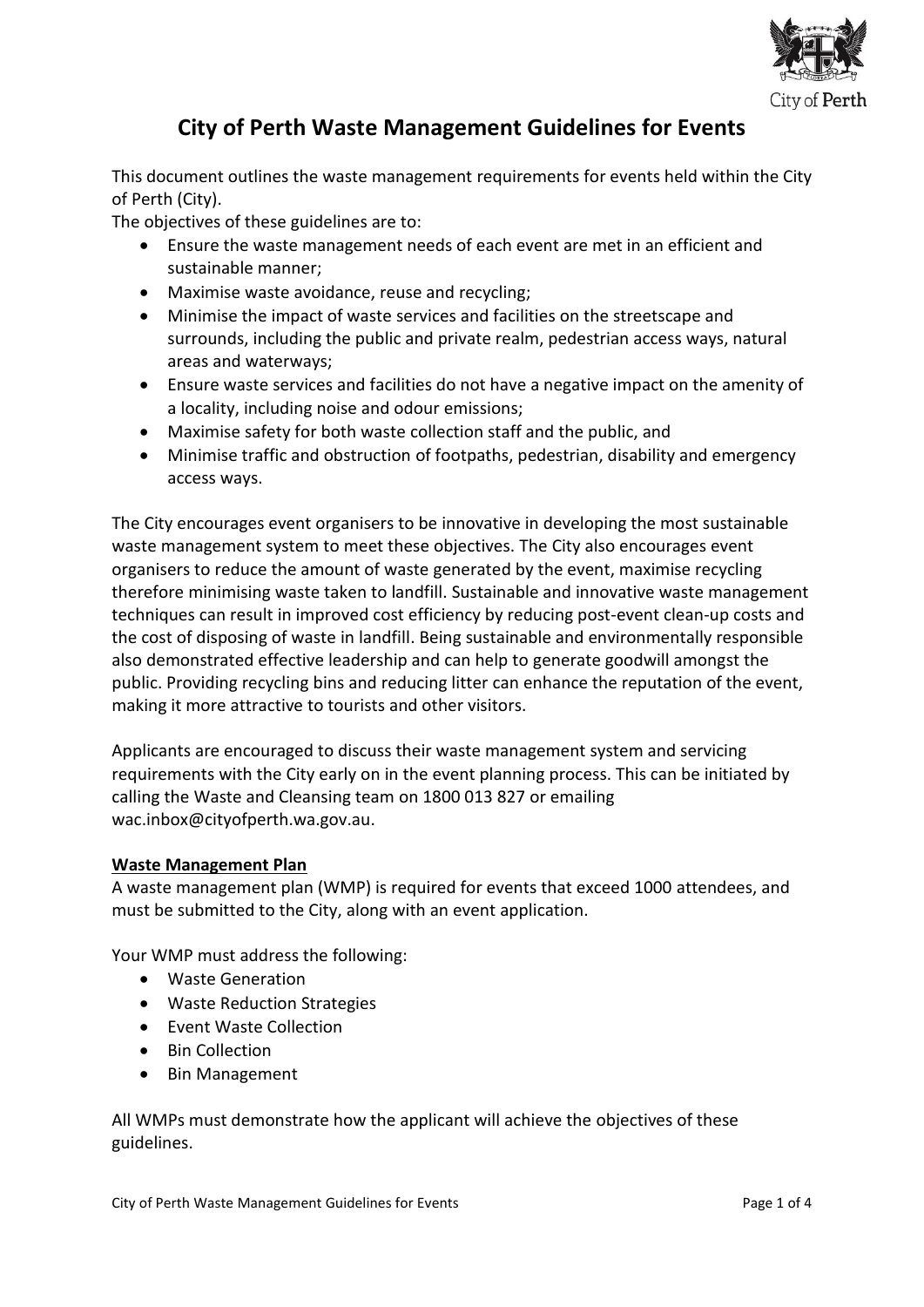# City of Perth Waste Management Guidelines for Events

This document outlines the waste management requirements for events held within the City of Perth (City).

The objectives of these guidelines are to:

- Ensure the waste management needs of each event are met in an efficient and sustainable manner;
- Maximise waste avoidance, reuse and recycling;
- Minimise the impact of waste services and facilities on the streetscape and surrounds, including the public and private realm, pedestrian access ways, natural areas and waterways;
- Ensure waste services and facilities do not have a negative impact on the amenity of a locality, including noise and odour emissions;
- Maximise safety for both waste collection staff and the public, and
- Minimise traffic and obstruction of footpaths, pedestrian, disability and emergency access ways.

The City encourages event organisers to be innovative in developing the most sustainable waste management system to meet these objectives. The City also encourages event organisers to reduce the amount of waste generated by the event, maximise recycling therefore minimising waste taken to landfill. Sustainable and innovative waste management techniques can result in improved cost efficiency by reducing post-event clean-up costs and the cost of disposing of waste in landfill. Being sustainable and environmentally responsible also demonstrated effective leadership and can help to generate goodwill amongst the public. Providing recycling bins and reducing litter can enhance the reputation of the event, making it more attractive to tourists and other visitors.

Applicants are encouraged to discuss their waste management system and servicing requirements with the City early on in the event planning process. This can be initiated by calling the Waste and Cleansing team on 1800 013 827 or emailing wac.inbox@cityofperth.wa.gov.au.

## Waste Management Plan

A waste management plan (WMP) is required for events that exceed 1000 attendees, and must be submitted to the City, along with an event application.

Your WMP must address the following:

- Waste Generation
- Waste Reduction Strategies
- Event Waste Collection
- Bin Collection
- Bin Management

All WMPs must demonstrate how the applicant will achieve the objectives of these guidelines.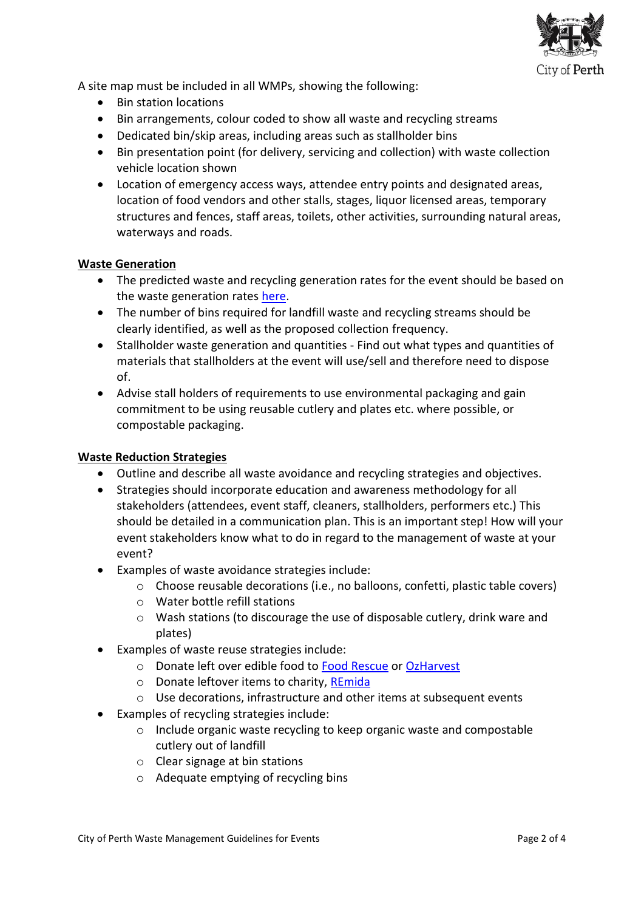A site map must be included in all WMPs, showing the following:

- Bin station locations
- Bin arrangements, colour coded to show all waste and recycling streams
- Dedicated bin/skip areas, including areas such as stallholder bins
- Bin presentation point (for delivery, servicing and collection) with waste collection vehicle location shown
- Location of emergency access ways, attendee entry points and designated areas, location of food vendors and other stalls, stages, liquor licensed areas, temporary structures and fences, staff areas, toilets, other activities, surrounding natural areas, waterways and roads.

**Waste Generation**

- The predicted waste and recycling generation rates for the event should be based on the waste generation rates here.
- The number of bins required for landfill waste and recycling streams should be clearly identified, as well as the proposed collection frequency.
- Stallholder waste generation and quantities - Find out what types and quantities of materials that stallholders at the event will use/sell and therefore need to dispose of.
- Advise stall holders of requirements to use environmental packaging and gain commitment to be using reusable cutlery and plates etc. where possible, or compostable packaging.

**Waste Reduction Strategies**

- Outline and describe all waste avoidance and recycling strategies and objectives.
- Strategies should incorporate education and awareness methodology for all stakeholders (attendees, event staff, cleaners, stallholders, performers etc.) This should be detailed in a communication plan. This is an important step! How will your event stakeholders know what to do in regard to the management of waste at your event?
- Examples of waste avoidance strategies include:
    - Choose reusable decorations (i.e., no balloons, confetti, plastic table covers)
    - Water bottle refill stations
    - Wash stations (to discourage the use of disposable cutlery, drink ware and plates)
- Examples of waste reuse strategies include:
    - Donate left over edible food to Food Rescue or OzHarvest
    - Donate leftover items to charity, REmida
    - Use decorations, infrastructure and other items at subsequent events
- Examples of recycling strategies include:
    - Include organic waste recycling to keep organic waste and compostable cutlery out of landfill
    - Clear signage at bin stations
    - Adequate emptying of recycling bins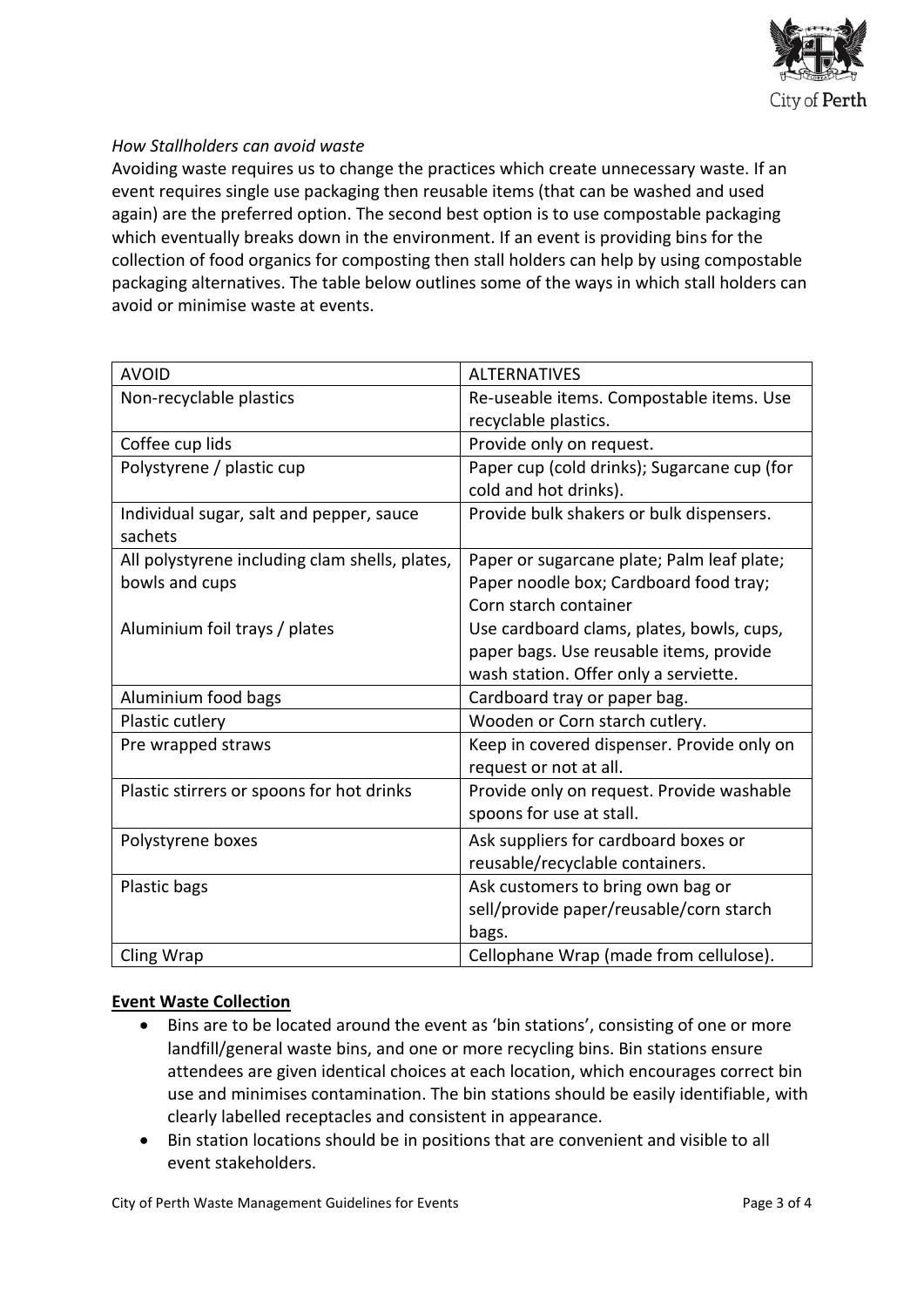*How Stallholders can avoid waste*

Avoiding waste requires us to change the practices which create unnecessary waste. If an event requires single use packaging then reusable items (that can be washed and used again) are the preferred option. The second best option is to use compostable packaging which eventually breaks down in the environment. If an event is providing bins for the collection of food organics for composting then stall holders can help by using compostable packaging alternatives. The table below outlines some of the ways in which stall holders can avoid or minimise waste at events.

| AVOID | ALTERNATIVES |
|---|---|
| Non-recyclable plastics | Re-useable items. Compostable items. Use recyclable plastics. |
| Coffee cup lids | Provide only on request. |
| Polystyrene / plastic cup | Paper cup (cold drinks); Sugarcane cup (for cold and hot drinks). |
| Individual sugar, salt and pepper, sauce sachets | Provide bulk shakers or bulk dispensers. |
| All polystyrene including clam shells, plates, bowls and cups<br><br>Aluminium foil trays / plates | Paper or sugarcane plate; Palm leaf plate; Paper noodle box; Cardboard food tray; Corn starch container<br>Use cardboard clams, plates, bowls, cups, paper bags. Use reusable items, provide wash station. Offer only a serviette. |
| Aluminium food bags | Cardboard tray or paper bag. |
| Plastic cutlery | Wooden or Corn starch cutlery. |
| Pre wrapped straws | Keep in covered dispenser. Provide only on request or not at all. |
| Plastic stirrers or spoons for hot drinks | Provide only on request. Provide washable spoons for use at stall. |
| Polystyrene boxes | Ask suppliers for cardboard boxes or reusable/recyclable containers. |
| Plastic bags | Ask customers to bring own bag or sell/provide paper/reusable/corn starch bags. |
| Cling Wrap | Cellophane Wrap (made from cellulose). |

**Event Waste Collection**

- Bins are to be located around the event as 'bin stations', consisting of one or more landfill/general waste bins, and one or more recycling bins. Bin stations ensure attendees are given identical choices at each location, which encourages correct bin use and minimises contamination. The bin stations should be easily identifiable, with clearly labelled receptacles and consistent in appearance.
- Bin station locations should be in positions that are convenient and visible to all event stakeholders.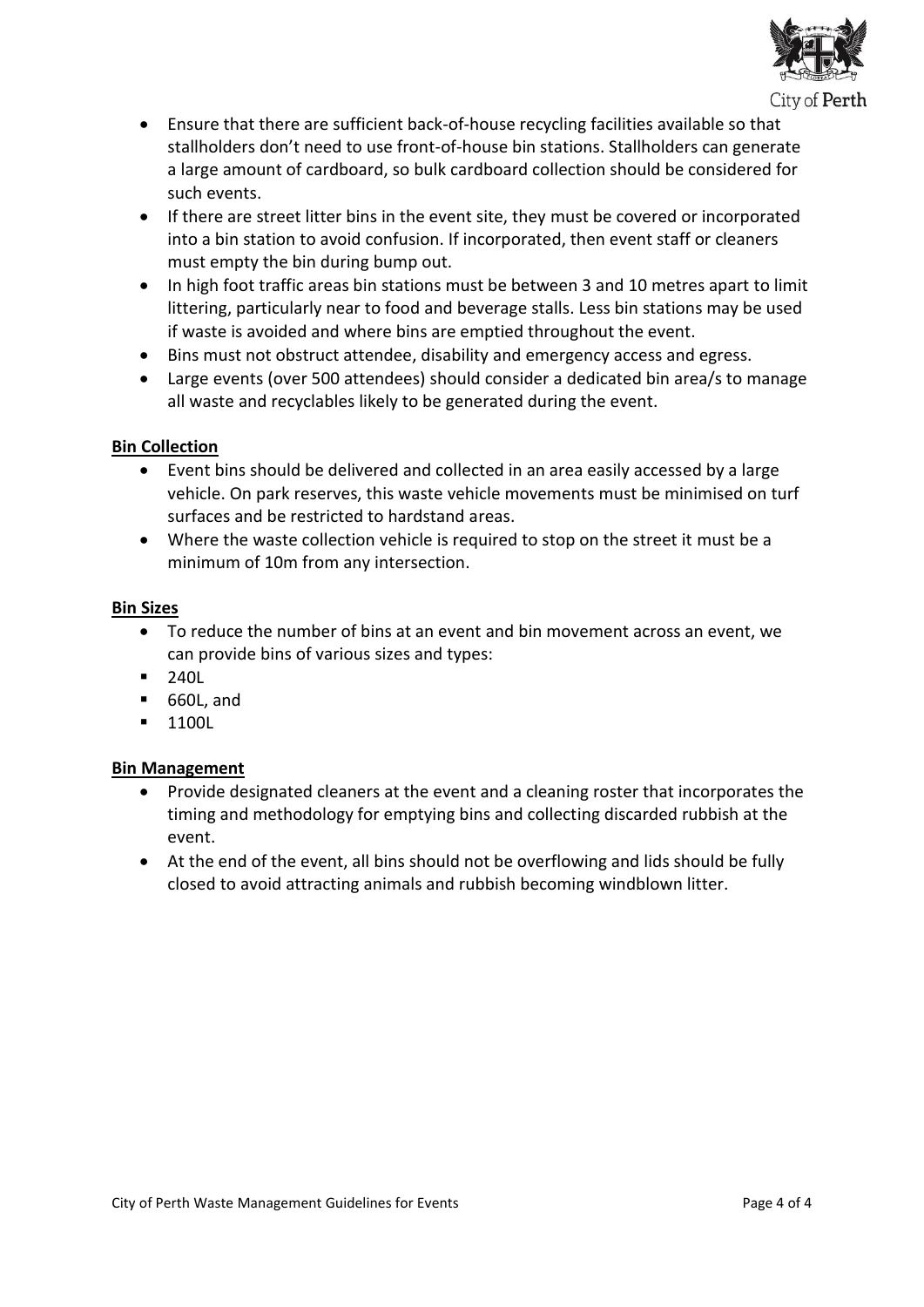- Ensure that there are sufficient back-of-house recycling facilities available so that stallholders don't need to use front-of-house bin stations. Stallholders can generate a large amount of cardboard, so bulk cardboard collection should be considered for such events.
- If there are street litter bins in the event site, they must be covered or incorporated into a bin station to avoid confusion. If incorporated, then event staff or cleaners must empty the bin during bump out.
- In high foot traffic areas bin stations must be between 3 and 10 metres apart to limit littering, particularly near to food and beverage stalls. Less bin stations may be used if waste is avoided and where bins are emptied throughout the event.
- Bins must not obstruct attendee, disability and emergency access and egress.
- Large events (over 500 attendees) should consider a dedicated bin area/s to manage all waste and recyclables likely to be generated during the event.

**Bin Collection**

- Event bins should be delivered and collected in an area easily accessed by a large vehicle. On park reserves, this waste vehicle movements must be minimised on turf surfaces and be restricted to hardstand areas.
- Where the waste collection vehicle is required to stop on the street it must be a minimum of 10m from any intersection.

**Bin Sizes**

- To reduce the number of bins at an event and bin movement across an event, we can provide bins of various sizes and types:
- 240L
- 660L, and
- 1100L

**Bin Management**

- Provide designated cleaners at the event and a cleaning roster that incorporates the timing and methodology for emptying bins and collecting discarded rubbish at the event.
- At the end of the event, all bins should not be overflowing and lids should be fully closed to avoid attracting animals and rubbish becoming windblown litter.